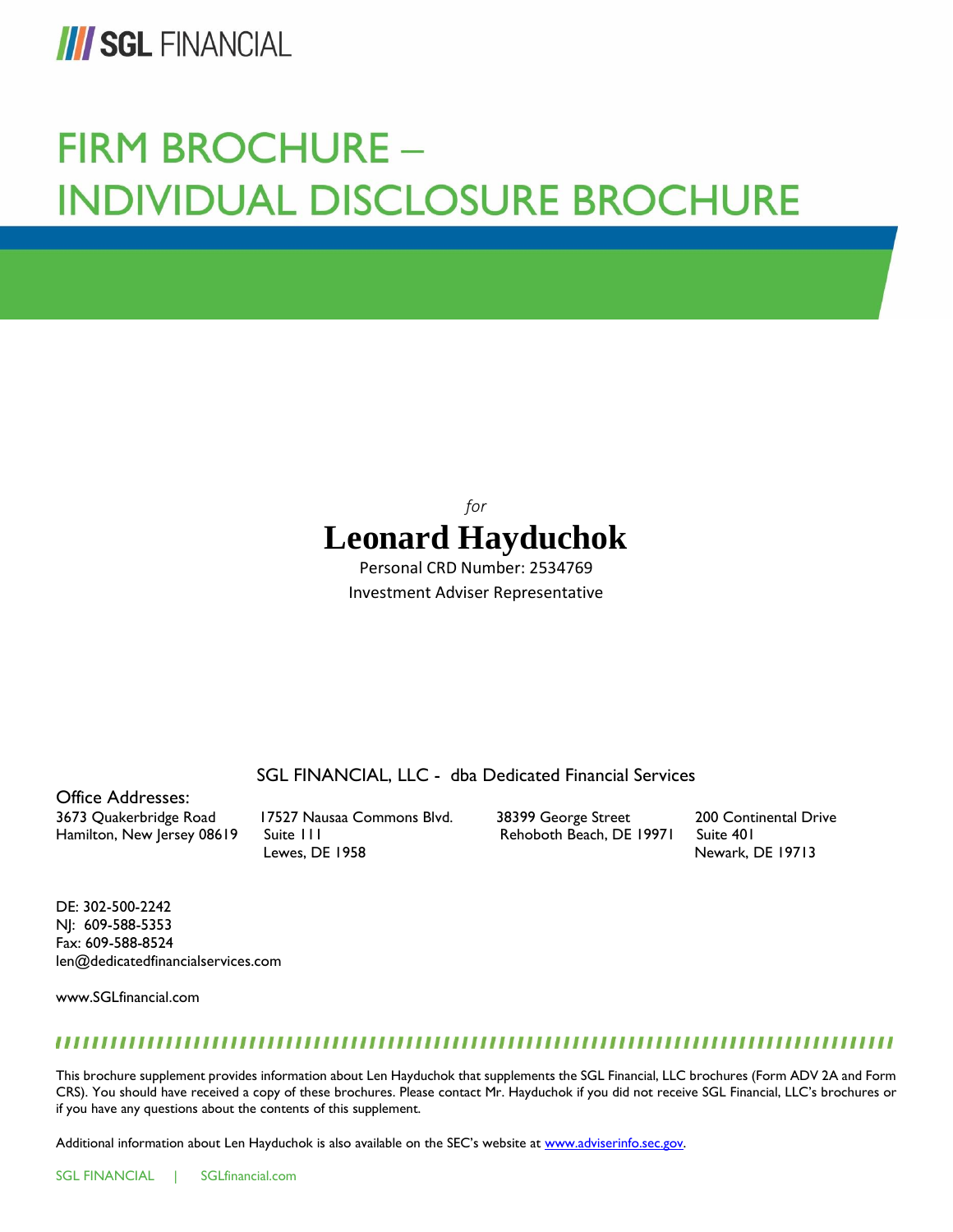# FIRM BROCHURE – INDIVIDUAL DISCLOSURE BROCHURE

*for*

## Leonard Hayduchok

Personal CRD Number: 2534769

Investment Adviser Representative

SGL FINANCIAL, LLC - dba Dedicated Financial Services

Office Addresses:

3673 Quakerbridge Road
Hamilton, New Jersey 08619

17527 Nausaa Commons Blvd.
Suite 111
Lewes, DE 1958

38399 George Street
Rehoboth Beach, DE 19971

200 Continental Drive
Suite 401
Newark, DE 19713

DE: 302-500-2242
NJ: 609-588-5353
Fax: 609-588-8524
len@dedicatedfinancialservices.com

www.SGLfinancial.com

This brochure supplement provides information about Len Hayduchok that supplements the SGL Financial, LLC brochures (Form ADV 2A and Form CRS). You should have received a copy of these brochures. Please contact Mr. Hayduchok if you did not receive SGL Financial, LLC's brochures or if you have any questions about the contents of this supplement.

Additional information about Len Hayduchok is also available on the SEC's website at www.adviserinfo.sec.gov.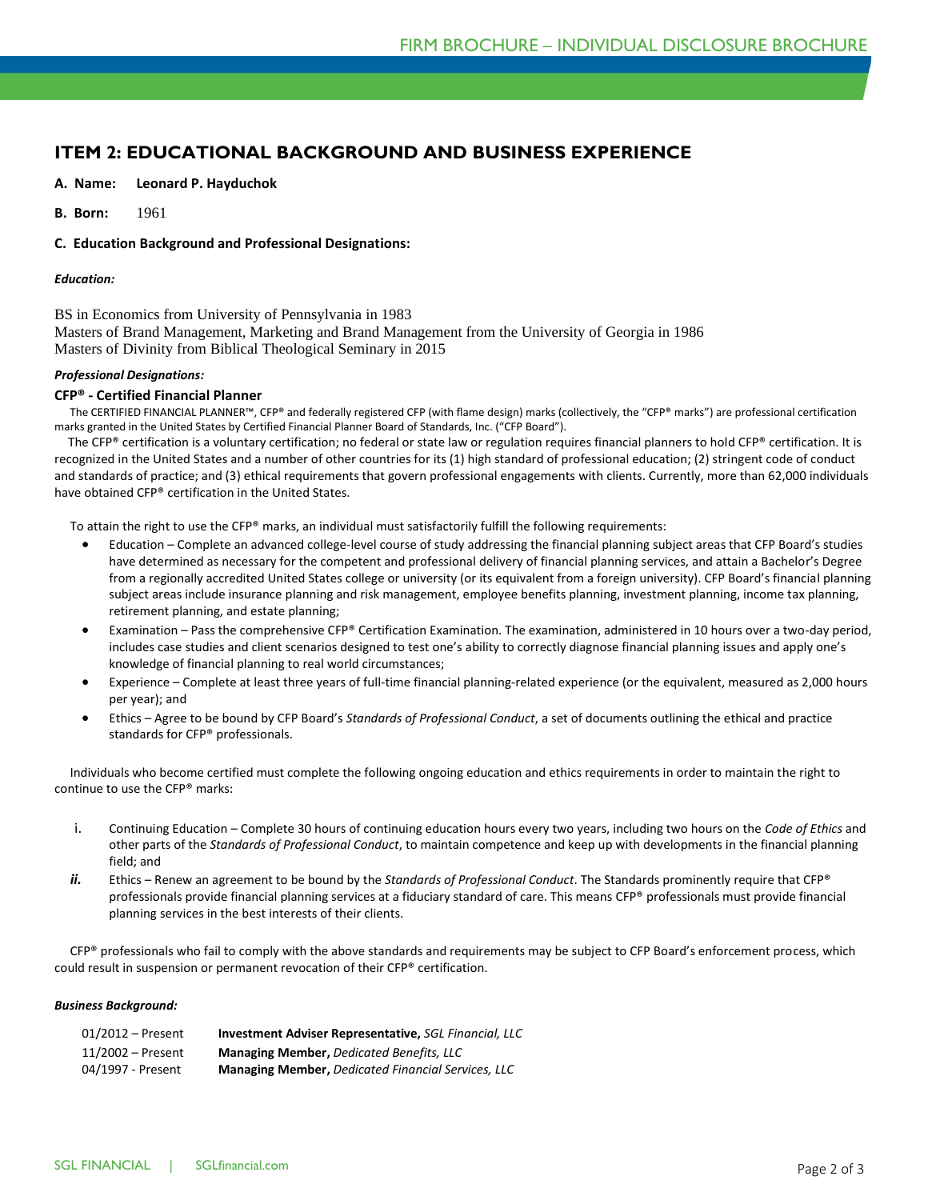## ITEM 2: EDUCATIONAL BACKGROUND AND BUSINESS EXPERIENCE

**A. Name:** **Leonard P. Hayduchok**

**B. Born:** 1961

**C. Education Background and Professional Designations:**

***Education:***

BS in Economics from University of Pennsylvania in 1983
Masters of Brand Management, Marketing and Brand Management from the University of Georgia in 1986
Masters of Divinity from Biblical Theological Seminary in 2015

***Professional Designations:***

**CFP® - Certified Financial Planner**

The CERTIFIED FINANCIAL PLANNER™, CFP® and federally registered CFP (with flame design) marks (collectively, the "CFP® marks") are professional certification marks granted in the United States by Certified Financial Planner Board of Standards, Inc. ("CFP Board").

The CFP® certification is a voluntary certification; no federal or state law or regulation requires financial planners to hold CFP® certification. It is recognized in the United States and a number of other countries for its (1) high standard of professional education; (2) stringent code of conduct and standards of practice; and (3) ethical requirements that govern professional engagements with clients. Currently, more than 62,000 individuals have obtained CFP® certification in the United States.

To attain the right to use the CFP® marks, an individual must satisfactorily fulfill the following requirements:

- Education – Complete an advanced college-level course of study addressing the financial planning subject areas that CFP Board's studies have determined as necessary for the competent and professional delivery of financial planning services, and attain a Bachelor's Degree from a regionally accredited United States college or university (or its equivalent from a foreign university). CFP Board's financial planning subject areas include insurance planning and risk management, employee benefits planning, investment planning, income tax planning, retirement planning, and estate planning;
- Examination – Pass the comprehensive CFP® Certification Examination. The examination, administered in 10 hours over a two-day period, includes case studies and client scenarios designed to test one's ability to correctly diagnose financial planning issues and apply one's knowledge of financial planning to real world circumstances;
- Experience – Complete at least three years of full-time financial planning-related experience (or the equivalent, measured as 2,000 hours per year); and
- Ethics – Agree to be bound by CFP Board's *Standards of Professional Conduct*, a set of documents outlining the ethical and practice standards for CFP® professionals.

Individuals who become certified must complete the following ongoing education and ethics requirements in order to maintain the right to continue to use the CFP® marks:

i. Continuing Education – Complete 30 hours of continuing education hours every two years, including two hours on the *Code of Ethics* and other parts of the *Standards of Professional Conduct*, to maintain competence and keep up with developments in the financial planning field; and

ii. Ethics – Renew an agreement to be bound by the *Standards of Professional Conduct*. The Standards prominently require that CFP® professionals provide financial planning services at a fiduciary standard of care. This means CFP® professionals must provide financial planning services in the best interests of their clients.

CFP® professionals who fail to comply with the above standards and requirements may be subject to CFP Board's enforcement process, which could result in suspension or permanent revocation of their CFP® certification.

***Business Background:***

| | |
|---|---|
| 01/2012 – Present | **Investment Adviser Representative,** *SGL Financial, LLC* |
| 11/2002 – Present | **Managing Member,** *Dedicated Benefits, LLC* |
| 04/1997 - Present | **Managing Member,** *Dedicated Financial Services, LLC* |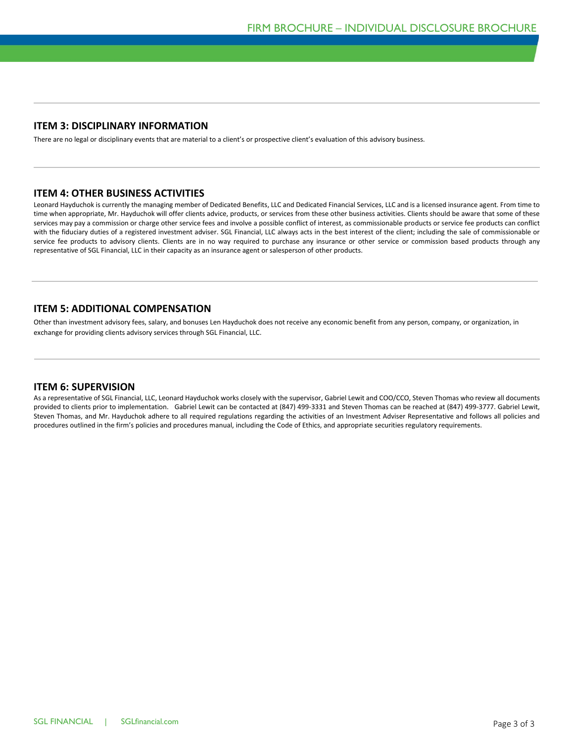## ITEM 3: DISCIPLINARY INFORMATION

There are no legal or disciplinary events that are material to a client's or prospective client's evaluation of this advisory business.

## ITEM 4: OTHER BUSINESS ACTIVITIES

Leonard Hayduchok is currently the managing member of Dedicated Benefits, LLC and Dedicated Financial Services, LLC and is a licensed insurance agent. From time to time when appropriate, Mr. Hayduchok will offer clients advice, products, or services from these other business activities. Clients should be aware that some of these services may pay a commission or charge other service fees and involve a possible conflict of interest, as commissionable products or service fee products can conflict with the fiduciary duties of a registered investment adviser. SGL Financial, LLC always acts in the best interest of the client; including the sale of commissionable or service fee products to advisory clients. Clients are in no way required to purchase any insurance or other service or commission based products through any representative of SGL Financial, LLC in their capacity as an insurance agent or salesperson of other products.

## ITEM 5: ADDITIONAL COMPENSATION

Other than investment advisory fees, salary, and bonuses Len Hayduchok does not receive any economic benefit from any person, company, or organization, in exchange for providing clients advisory services through SGL Financial, LLC.

## ITEM 6: SUPERVISION

As a representative of SGL Financial, LLC, Leonard Hayduchok works closely with the supervisor, Gabriel Lewit and COO/CCO, Steven Thomas who review all documents provided to clients prior to implementation. Gabriel Lewit can be contacted at (847) 499-3331 and Steven Thomas can be reached at (847) 499-3777. Gabriel Lewit, Steven Thomas, and Mr. Hayduchok adhere to all required regulations regarding the activities of an Investment Adviser Representative and follows all policies and procedures outlined in the firm's policies and procedures manual, including the Code of Ethics, and appropriate securities regulatory requirements.